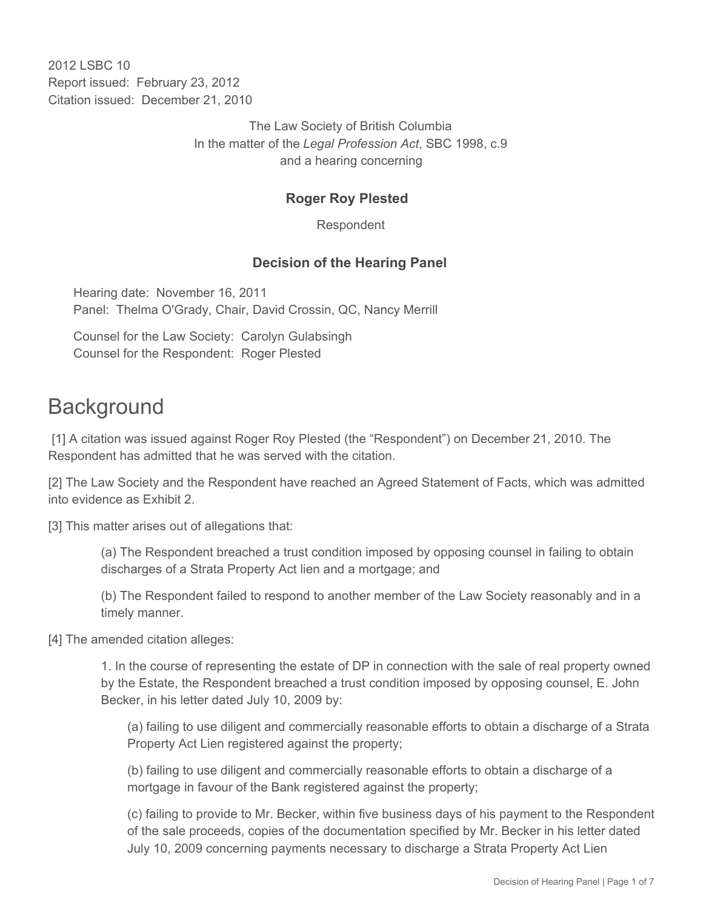2012 LSBC 10
Report issued: February 23, 2012
Citation issued: December 21, 2010

The Law Society of British Columbia
In the matter of the *Legal Profession Act*, SBC 1998, c.9
and a hearing concerning

**Roger Roy Plested**

Respondent

**Decision of the Hearing Panel**

Hearing date: November 16, 2011
Panel: Thelma O'Grady, Chair, David Crossin, QC, Nancy Merrill

Counsel for the Law Society: Carolyn Gulabsingh
Counsel for the Respondent: Roger Plested

# Background

[1] A citation was issued against Roger Roy Plested (the "Respondent") on December 21, 2010. The Respondent has admitted that he was served with the citation.

[2] The Law Society and the Respondent have reached an Agreed Statement of Facts, which was admitted into evidence as Exhibit 2.

[3] This matter arises out of allegations that:

> (a) The Respondent breached a trust condition imposed by opposing counsel in failing to obtain discharges of a Strata Property Act lien and a mortgage; and
>
> (b) The Respondent failed to respond to another member of the Law Society reasonably and in a timely manner.

[4] The amended citation alleges:

> 1. In the course of representing the estate of DP in connection with the sale of real property owned by the Estate, the Respondent breached a trust condition imposed by opposing counsel, E. John Becker, in his letter dated July 10, 2009 by:
>
> > (a) failing to use diligent and commercially reasonable efforts to obtain a discharge of a Strata Property Act Lien registered against the property;
> >
> > (b) failing to use diligent and commercially reasonable efforts to obtain a discharge of a mortgage in favour of the Bank registered against the property;
> >
> > (c) failing to provide to Mr. Becker, within five business days of his payment to the Respondent of the sale proceeds, copies of the documentation specified by Mr. Becker in his letter dated July 10, 2009 concerning payments necessary to discharge a Strata Property Act Lien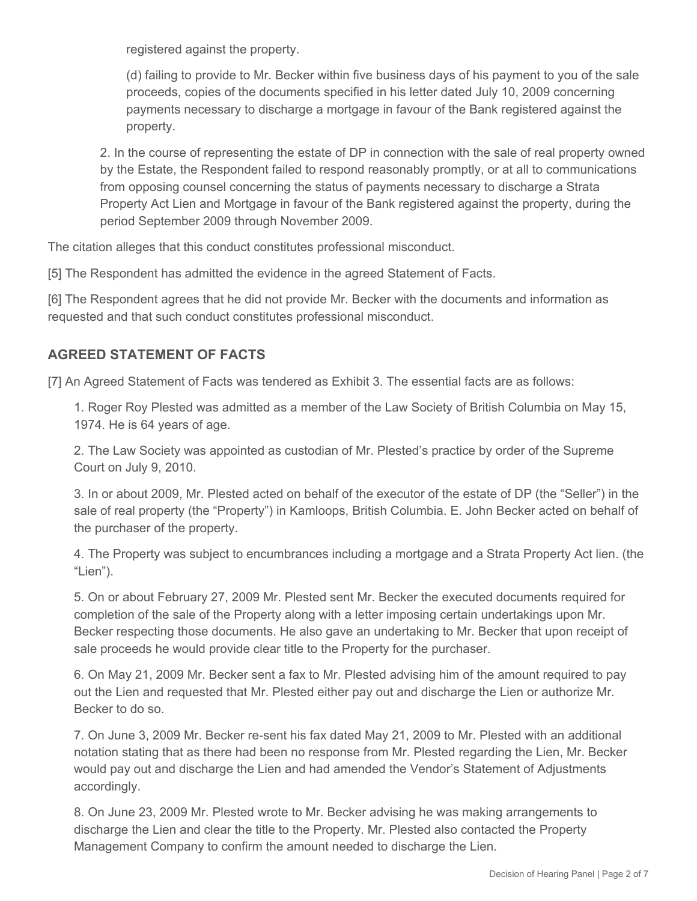registered against the property.

(d) failing to provide to Mr. Becker within five business days of his payment to you of the sale proceeds, copies of the documents specified in his letter dated July 10, 2009 concerning payments necessary to discharge a mortgage in favour of the Bank registered against the property.

2. In the course of representing the estate of DP in connection with the sale of real property owned by the Estate, the Respondent failed to respond reasonably promptly, or at all to communications from opposing counsel concerning the status of payments necessary to discharge a Strata Property Act Lien and Mortgage in favour of the Bank registered against the property, during the period September 2009 through November 2009.

The citation alleges that this conduct constitutes professional misconduct.

[5] The Respondent has admitted the evidence in the agreed Statement of Facts.

[6] The Respondent agrees that he did not provide Mr. Becker with the documents and information as requested and that such conduct constitutes professional misconduct.

## AGREED STATEMENT OF FACTS

[7] An Agreed Statement of Facts was tendered as Exhibit 3. The essential facts are as follows:

1. Roger Roy Plested was admitted as a member of the Law Society of British Columbia on May 15, 1974. He is 64 years of age.

2. The Law Society was appointed as custodian of Mr. Plested's practice by order of the Supreme Court on July 9, 2010.

3. In or about 2009, Mr. Plested acted on behalf of the executor of the estate of DP (the "Seller") in the sale of real property (the "Property") in Kamloops, British Columbia. E. John Becker acted on behalf of the purchaser of the property.

4. The Property was subject to encumbrances including a mortgage and a Strata Property Act lien. (the "Lien").

5. On or about February 27, 2009 Mr. Plested sent Mr. Becker the executed documents required for completion of the sale of the Property along with a letter imposing certain undertakings upon Mr. Becker respecting those documents. He also gave an undertaking to Mr. Becker that upon receipt of sale proceeds he would provide clear title to the Property for the purchaser.

6. On May 21, 2009 Mr. Becker sent a fax to Mr. Plested advising him of the amount required to pay out the Lien and requested that Mr. Plested either pay out and discharge the Lien or authorize Mr. Becker to do so.

7. On June 3, 2009 Mr. Becker re-sent his fax dated May 21, 2009 to Mr. Plested with an additional notation stating that as there had been no response from Mr. Plested regarding the Lien, Mr. Becker would pay out and discharge the Lien and had amended the Vendor's Statement of Adjustments accordingly.

8. On June 23, 2009 Mr. Plested wrote to Mr. Becker advising he was making arrangements to discharge the Lien and clear the title to the Property. Mr. Plested also contacted the Property Management Company to confirm the amount needed to discharge the Lien.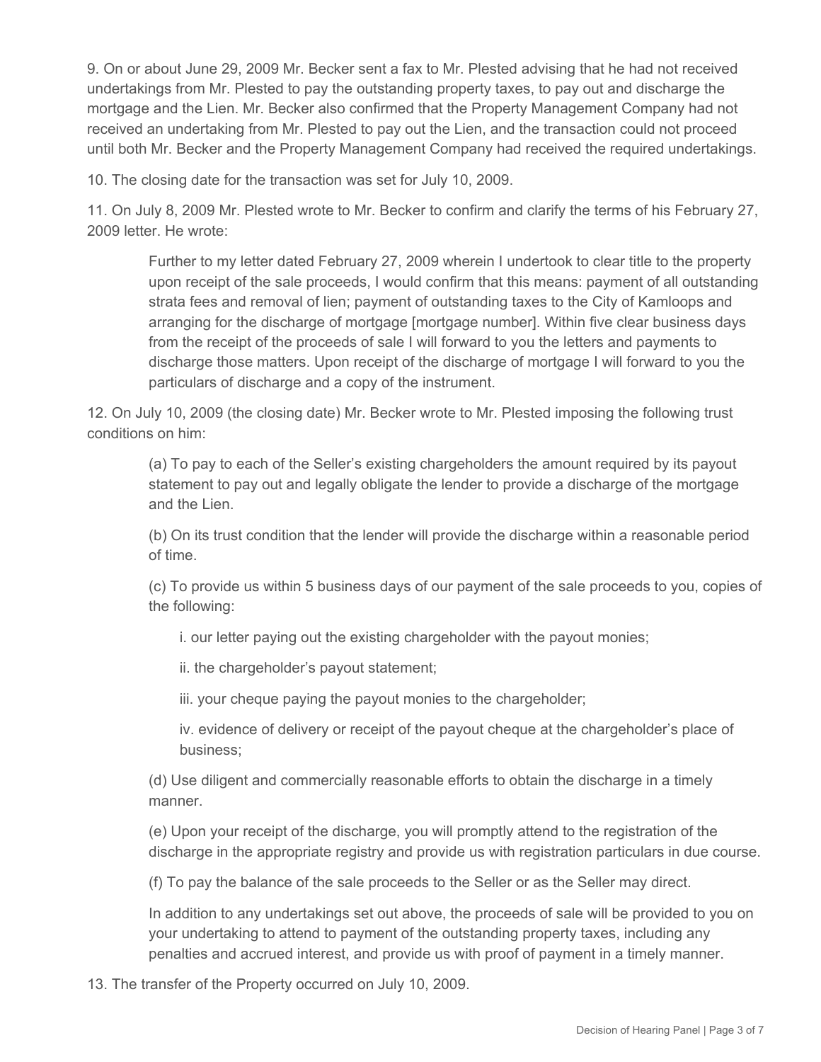9. On or about June 29, 2009 Mr. Becker sent a fax to Mr. Plested advising that he had not received undertakings from Mr. Plested to pay the outstanding property taxes, to pay out and discharge the mortgage and the Lien. Mr. Becker also confirmed that the Property Management Company had not received an undertaking from Mr. Plested to pay out the Lien, and the transaction could not proceed until both Mr. Becker and the Property Management Company had received the required undertakings.

10. The closing date for the transaction was set for July 10, 2009.

11. On July 8, 2009 Mr. Plested wrote to Mr. Becker to confirm and clarify the terms of his February 27, 2009 letter. He wrote:

> Further to my letter dated February 27, 2009 wherein I undertook to clear title to the property upon receipt of the sale proceeds, I would confirm that this means: payment of all outstanding strata fees and removal of lien; payment of outstanding taxes to the City of Kamloops and arranging for the discharge of mortgage [mortgage number]. Within five clear business days from the receipt of the proceeds of sale I will forward to you the letters and payments to discharge those matters. Upon receipt of the discharge of mortgage I will forward to you the particulars of discharge and a copy of the instrument.

12. On July 10, 2009 (the closing date) Mr. Becker wrote to Mr. Plested imposing the following trust conditions on him:

> (a) To pay to each of the Seller's existing chargeholders the amount required by its payout statement to pay out and legally obligate the lender to provide a discharge of the mortgage and the Lien.
>
> (b) On its trust condition that the lender will provide the discharge within a reasonable period of time.
>
> (c) To provide us within 5 business days of our payment of the sale proceeds to you, copies of the following:
>
> i. our letter paying out the existing chargeholder with the payout monies;
>
> ii. the chargeholder's payout statement;
>
> iii. your cheque paying the payout monies to the chargeholder;
>
> iv. evidence of delivery or receipt of the payout cheque at the chargeholder's place of business;
>
> (d) Use diligent and commercially reasonable efforts to obtain the discharge in a timely manner.
>
> (e) Upon your receipt of the discharge, you will promptly attend to the registration of the discharge in the appropriate registry and provide us with registration particulars in due course.
>
> (f) To pay the balance of the sale proceeds to the Seller or as the Seller may direct.
>
> In addition to any undertakings set out above, the proceeds of sale will be provided to you on your undertaking to attend to payment of the outstanding property taxes, including any penalties and accrued interest, and provide us with proof of payment in a timely manner.

13. The transfer of the Property occurred on July 10, 2009.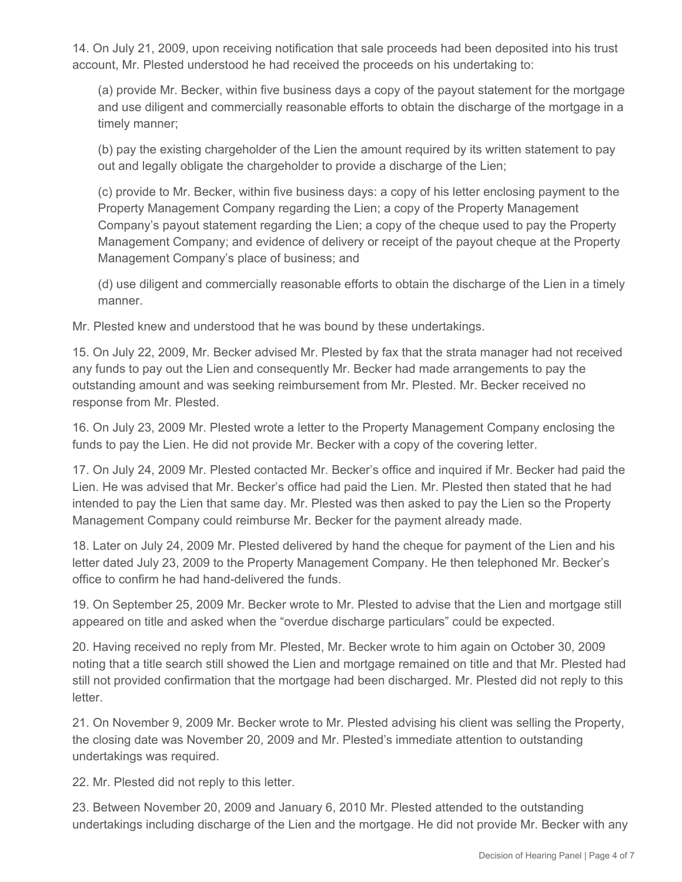14. On July 21, 2009, upon receiving notification that sale proceeds had been deposited into his trust account, Mr. Plested understood he had received the proceeds on his undertaking to:

(a) provide Mr. Becker, within five business days a copy of the payout statement for the mortgage and use diligent and commercially reasonable efforts to obtain the discharge of the mortgage in a timely manner;

(b) pay the existing chargeholder of the Lien the amount required by its written statement to pay out and legally obligate the chargeholder to provide a discharge of the Lien;

(c) provide to Mr. Becker, within five business days: a copy of his letter enclosing payment to the Property Management Company regarding the Lien; a copy of the Property Management Company's payout statement regarding the Lien; a copy of the cheque used to pay the Property Management Company; and evidence of delivery or receipt of the payout cheque at the Property Management Company's place of business; and

(d) use diligent and commercially reasonable efforts to obtain the discharge of the Lien in a timely manner.

Mr. Plested knew and understood that he was bound by these undertakings.

15. On July 22, 2009, Mr. Becker advised Mr. Plested by fax that the strata manager had not received any funds to pay out the Lien and consequently Mr. Becker had made arrangements to pay the outstanding amount and was seeking reimbursement from Mr. Plested. Mr. Becker received no response from Mr. Plested.

16. On July 23, 2009 Mr. Plested wrote a letter to the Property Management Company enclosing the funds to pay the Lien. He did not provide Mr. Becker with a copy of the covering letter.

17. On July 24, 2009 Mr. Plested contacted Mr. Becker's office and inquired if Mr. Becker had paid the Lien. He was advised that Mr. Becker's office had paid the Lien. Mr. Plested then stated that he had intended to pay the Lien that same day. Mr. Plested was then asked to pay the Lien so the Property Management Company could reimburse Mr. Becker for the payment already made.

18. Later on July 24, 2009 Mr. Plested delivered by hand the cheque for payment of the Lien and his letter dated July 23, 2009 to the Property Management Company. He then telephoned Mr. Becker's office to confirm he had hand-delivered the funds.

19. On September 25, 2009 Mr. Becker wrote to Mr. Plested to advise that the Lien and mortgage still appeared on title and asked when the "overdue discharge particulars" could be expected.

20. Having received no reply from Mr. Plested, Mr. Becker wrote to him again on October 30, 2009 noting that a title search still showed the Lien and mortgage remained on title and that Mr. Plested had still not provided confirmation that the mortgage had been discharged. Mr. Plested did not reply to this letter.

21. On November 9, 2009 Mr. Becker wrote to Mr. Plested advising his client was selling the Property, the closing date was November 20, 2009 and Mr. Plested's immediate attention to outstanding undertakings was required.

22. Mr. Plested did not reply to this letter.

23. Between November 20, 2009 and January 6, 2010 Mr. Plested attended to the outstanding undertakings including discharge of the Lien and the mortgage. He did not provide Mr. Becker with any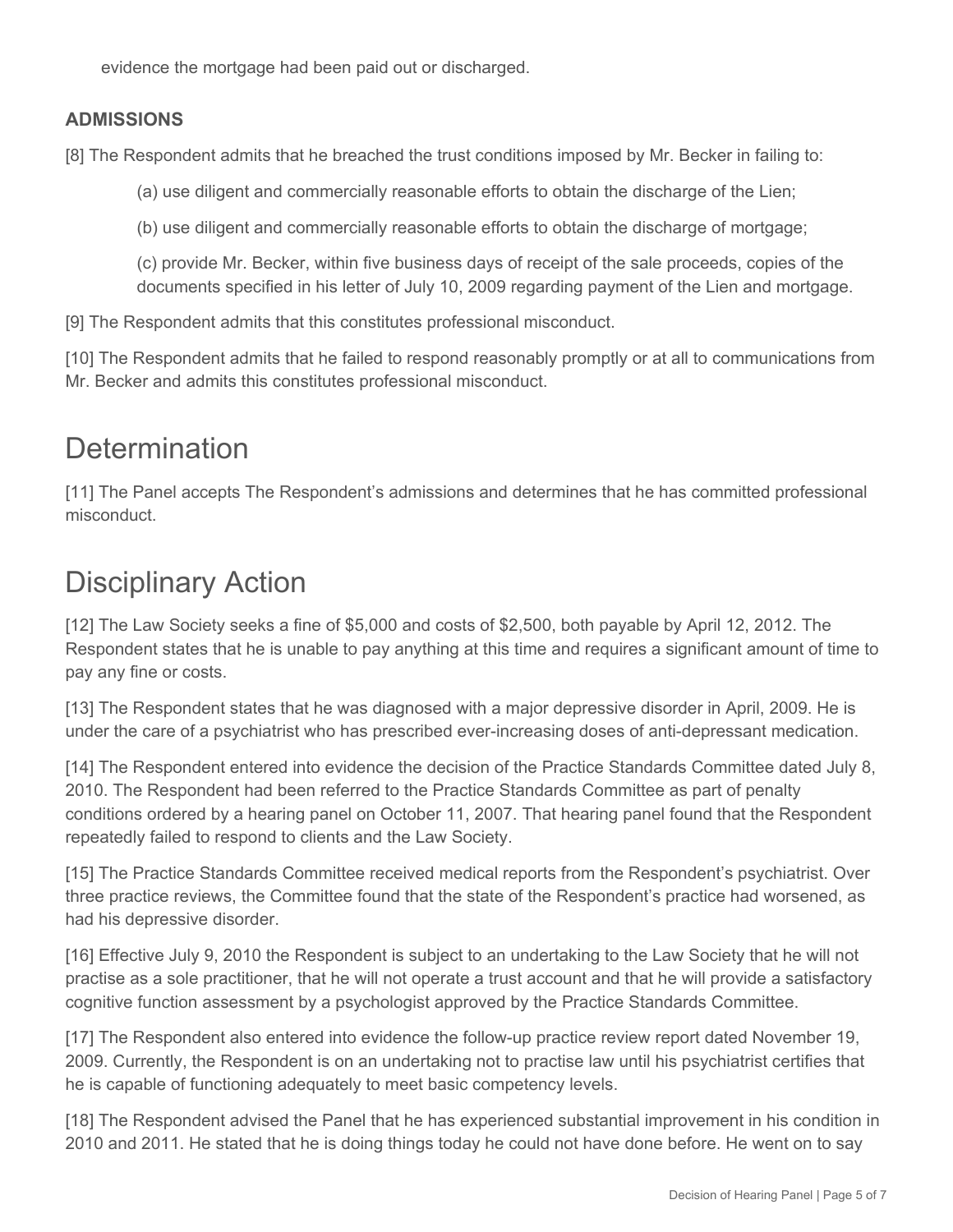evidence the mortgage had been paid out or discharged.

### ADMISSIONS

[8] The Respondent admits that he breached the trust conditions imposed by Mr. Becker in failing to:

> (a) use diligent and commercially reasonable efforts to obtain the discharge of the Lien;
>
> (b) use diligent and commercially reasonable efforts to obtain the discharge of mortgage;
>
> (c) provide Mr. Becker, within five business days of receipt of the sale proceeds, copies of the documents specified in his letter of July 10, 2009 regarding payment of the Lien and mortgage.

[9] The Respondent admits that this constitutes professional misconduct.

[10] The Respondent admits that he failed to respond reasonably promptly or at all to communications from Mr. Becker and admits this constitutes professional misconduct.

# Determination

[11] The Panel accepts The Respondent's admissions and determines that he has committed professional misconduct.

# Disciplinary Action

[12] The Law Society seeks a fine of $5,000 and costs of $2,500, both payable by April 12, 2012. The Respondent states that he is unable to pay anything at this time and requires a significant amount of time to pay any fine or costs.

[13] The Respondent states that he was diagnosed with a major depressive disorder in April, 2009. He is under the care of a psychiatrist who has prescribed ever-increasing doses of anti-depressant medication.

[14] The Respondent entered into evidence the decision of the Practice Standards Committee dated July 8, 2010. The Respondent had been referred to the Practice Standards Committee as part of penalty conditions ordered by a hearing panel on October 11, 2007. That hearing panel found that the Respondent repeatedly failed to respond to clients and the Law Society.

[15] The Practice Standards Committee received medical reports from the Respondent's psychiatrist. Over three practice reviews, the Committee found that the state of the Respondent's practice had worsened, as had his depressive disorder.

[16] Effective July 9, 2010 the Respondent is subject to an undertaking to the Law Society that he will not practise as a sole practitioner, that he will not operate a trust account and that he will provide a satisfactory cognitive function assessment by a psychologist approved by the Practice Standards Committee.

[17] The Respondent also entered into evidence the follow-up practice review report dated November 19, 2009. Currently, the Respondent is on an undertaking not to practise law until his psychiatrist certifies that he is capable of functioning adequately to meet basic competency levels.

[18] The Respondent advised the Panel that he has experienced substantial improvement in his condition in 2010 and 2011. He stated that he is doing things today he could not have done before. He went on to say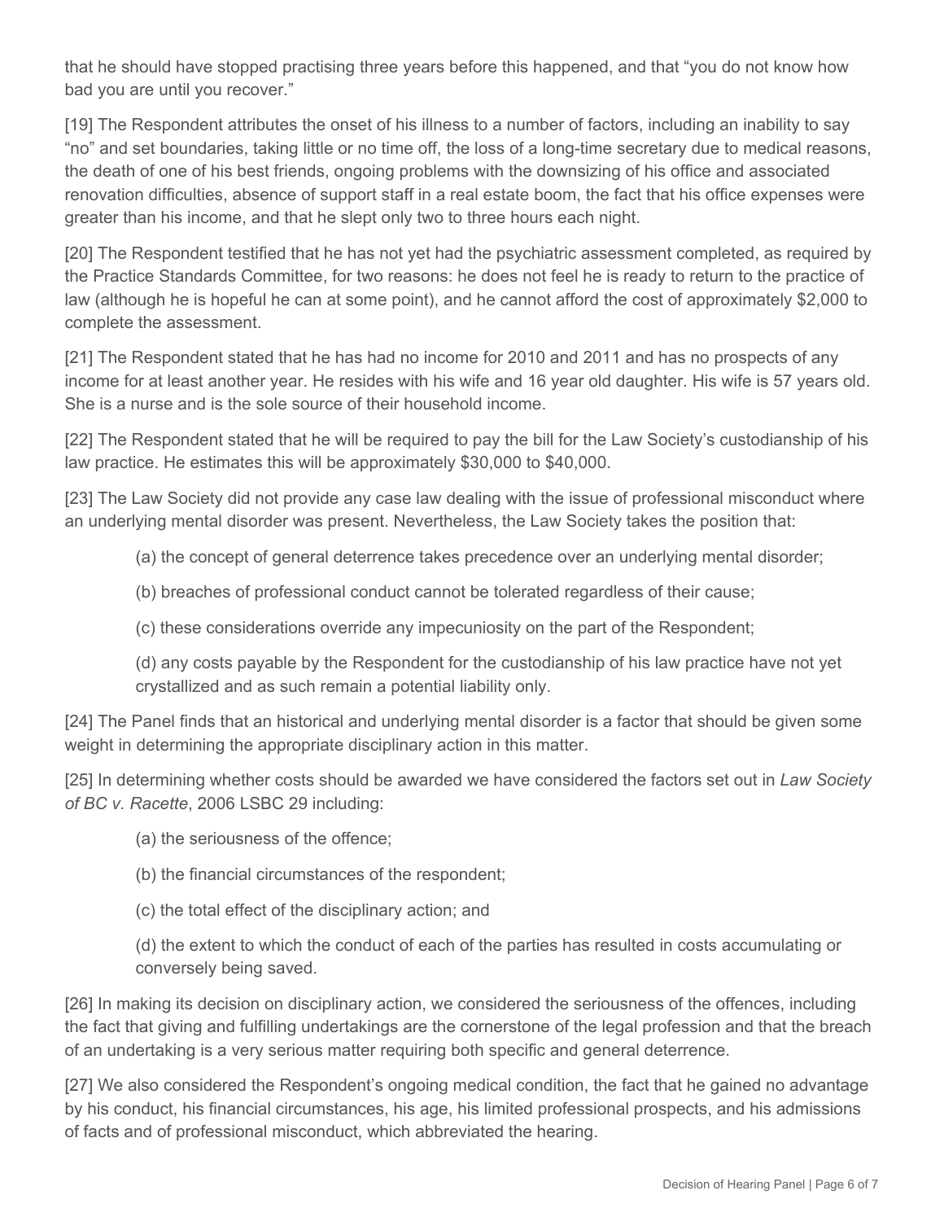that he should have stopped practising three years before this happened, and that "you do not know how bad you are until you recover."

[19] The Respondent attributes the onset of his illness to a number of factors, including an inability to say "no" and set boundaries, taking little or no time off, the loss of a long-time secretary due to medical reasons, the death of one of his best friends, ongoing problems with the downsizing of his office and associated renovation difficulties, absence of support staff in a real estate boom, the fact that his office expenses were greater than his income, and that he slept only two to three hours each night.

[20] The Respondent testified that he has not yet had the psychiatric assessment completed, as required by the Practice Standards Committee, for two reasons: he does not feel he is ready to return to the practice of law (although he is hopeful he can at some point), and he cannot afford the cost of approximately $2,000 to complete the assessment.

[21] The Respondent stated that he has had no income for 2010 and 2011 and has no prospects of any income for at least another year. He resides with his wife and 16 year old daughter. His wife is 57 years old. She is a nurse and is the sole source of their household income.

[22] The Respondent stated that he will be required to pay the bill for the Law Society's custodianship of his law practice. He estimates this will be approximately $30,000 to $40,000.

[23] The Law Society did not provide any case law dealing with the issue of professional misconduct where an underlying mental disorder was present. Nevertheless, the Law Society takes the position that:

(a) the concept of general deterrence takes precedence over an underlying mental disorder;

(b) breaches of professional conduct cannot be tolerated regardless of their cause;

(c) these considerations override any impecuniosity on the part of the Respondent;

(d) any costs payable by the Respondent for the custodianship of his law practice have not yet crystallized and as such remain a potential liability only.

[24] The Panel finds that an historical and underlying mental disorder is a factor that should be given some weight in determining the appropriate disciplinary action in this matter.

[25] In determining whether costs should be awarded we have considered the factors set out in *Law Society of BC v. Racette*, 2006 LSBC 29 including:

(a) the seriousness of the offence;

(b) the financial circumstances of the respondent;

(c) the total effect of the disciplinary action; and

(d) the extent to which the conduct of each of the parties has resulted in costs accumulating or conversely being saved.

[26] In making its decision on disciplinary action, we considered the seriousness of the offences, including the fact that giving and fulfilling undertakings are the cornerstone of the legal profession and that the breach of an undertaking is a very serious matter requiring both specific and general deterrence.

[27] We also considered the Respondent's ongoing medical condition, the fact that he gained no advantage by his conduct, his financial circumstances, his age, his limited professional prospects, and his admissions of facts and of professional misconduct, which abbreviated the hearing.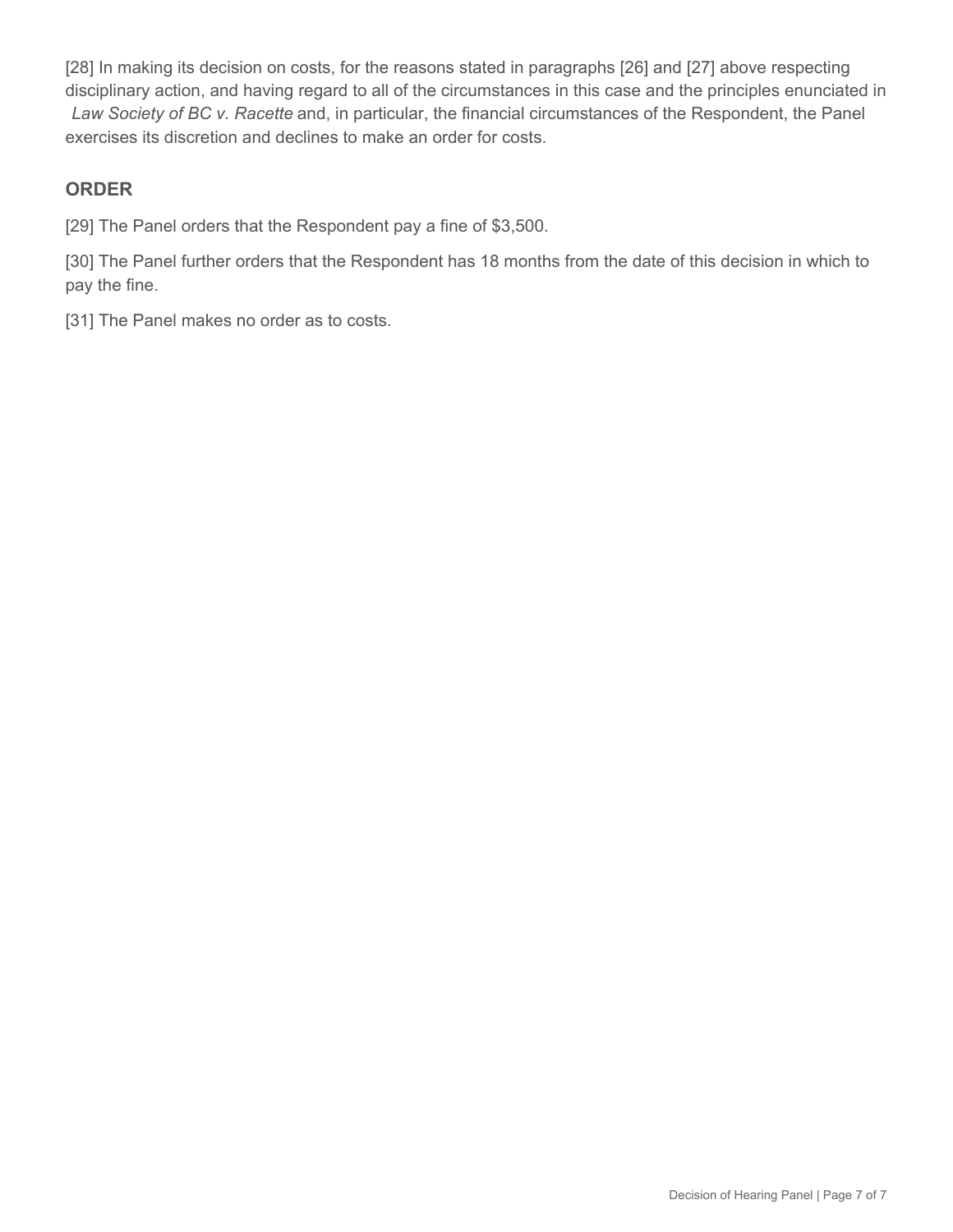[28] In making its decision on costs, for the reasons stated in paragraphs [26] and [27] above respecting disciplinary action, and having regard to all of the circumstances in this case and the principles enunciated in *Law Society of BC v. Racette* and, in particular, the financial circumstances of the Respondent, the Panel exercises its discretion and declines to make an order for costs.

## ORDER

[29] The Panel orders that the Respondent pay a fine of $3,500.

[30] The Panel further orders that the Respondent has 18 months from the date of this decision in which to pay the fine.

[31] The Panel makes no order as to costs.